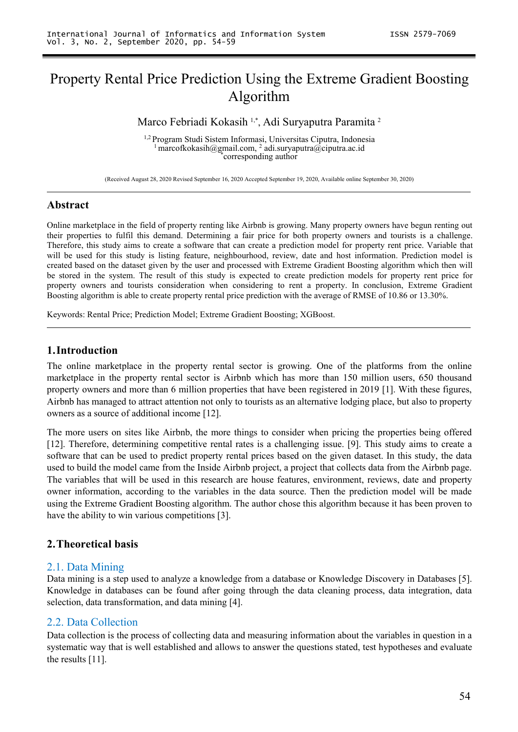# Property Rental Price Prediction Using the Extreme Gradient Boosting Algorithm

Marco Febriadi Kokasih [1,*], Adi Suryaputra Paramita [2]

[1,2] Program Studi Sistem Informasi, Universitas Ciputra, Indonesia
[1] marcofkokasih@gmail.com, [2] adi.suryaputra@ciputra.ac.id
[*] corresponding author

(Received August 28, 2020 Revised September 16, 2020 Accepted September 19, 2020, Available online September 30, 2020)

## Abstract

Online marketplace in the field of property renting like Airbnb is growing. Many property owners have begun renting out their properties to fulfil this demand. Determining a fair price for both property owners and tourists is a challenge. Therefore, this study aims to create a software that can create a prediction model for property rent price. Variable that will be used for this study is listing feature, neighbourhood, review, date and host information. Prediction model is created based on the dataset given by the user and processed with Extreme Gradient Boosting algorithm which then will be stored in the system. The result of this study is expected to create prediction models for property rent price for property owners and tourists consideration when considering to rent a property. In conclusion, Extreme Gradient Boosting algorithm is able to create property rental price prediction with the average of RMSE of 10.86 or 13.30%.

Keywords: Rental Price; Prediction Model; Extreme Gradient Boosting; XGBoost.

## 1. Introduction

The online marketplace in the property rental sector is growing. One of the platforms from the online marketplace in the property rental sector is Airbnb which has more than 150 million users, 650 thousand property owners and more than 6 million properties that have been registered in 2019 [1]. With these figures, Airbnb has managed to attract attention not only to tourists as an alternative lodging place, but also to property owners as a source of additional income [12].

The more users on sites like Airbnb, the more things to consider when pricing the properties being offered [12]. Therefore, determining competitive rental rates is a challenging issue. [9]. This study aims to create a software that can be used to predict property rental prices based on the given dataset. In this study, the data used to build the model came from the Inside Airbnb project, a project that collects data from the Airbnb page. The variables that will be used in this research are house features, environment, reviews, date and property owner information, according to the variables in the data source. Then the prediction model will be made using the Extreme Gradient Boosting algorithm. The author chose this algorithm because it has been proven to have the ability to win various competitions [3].

## 2. Theoretical basis

### 2.1. Data Mining

Data mining is a step used to analyze a knowledge from a database or Knowledge Discovery in Databases [5]. Knowledge in databases can be found after going through the data cleaning process, data integration, data selection, data transformation, and data mining [4].

### 2.2. Data Collection

Data collection is the process of collecting data and measuring information about the variables in question in a systematic way that is well established and allows to answer the questions stated, test hypotheses and evaluate the results [11].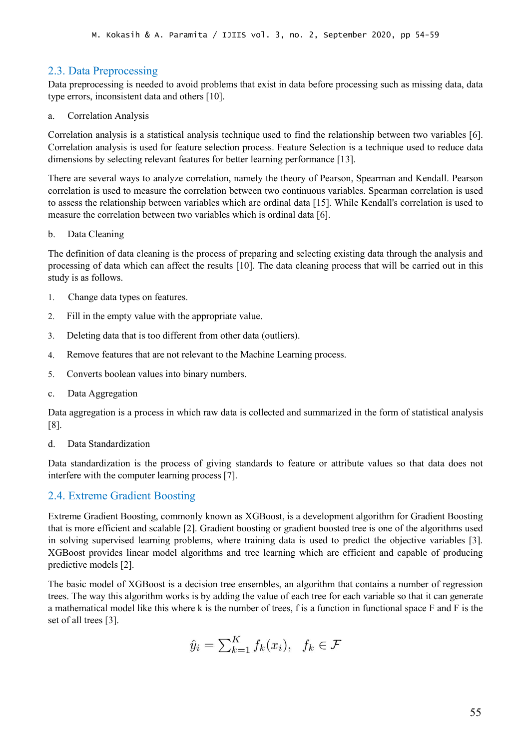### 2.3. Data Preprocessing

Data preprocessing is needed to avoid problems that exist in data before processing such as missing data, data type errors, inconsistent data and others [10].

a. Correlation Analysis

Correlation analysis is a statistical analysis technique used to find the relationship between two variables [6]. Correlation analysis is used for feature selection process. Feature Selection is a technique used to reduce data dimensions by selecting relevant features for better learning performance [13].

There are several ways to analyze correlation, namely the theory of Pearson, Spearman and Kendall. Pearson correlation is used to measure the correlation between two continuous variables. Spearman correlation is used to assess the relationship between variables which are ordinal data [15]. While Kendall's correlation is used to measure the correlation between two variables which is ordinal data [6].

b. Data Cleaning

The definition of data cleaning is the process of preparing and selecting existing data through the analysis and processing of data which can affect the results [10]. The data cleaning process that will be carried out in this study is as follows.

1. Change data types on features.
2. Fill in the empty value with the appropriate value.
3. Deleting data that is too different from other data (outliers).
4. Remove features that are not relevant to the Machine Learning process.
5. Converts boolean values into binary numbers.

c. Data Aggregation

Data aggregation is a process in which raw data is collected and summarized in the form of statistical analysis [8].

d. Data Standardization

Data standardization is the process of giving standards to feature or attribute values so that data does not interfere with the computer learning process [7].

### 2.4. Extreme Gradient Boosting

Extreme Gradient Boosting, commonly known as XGBoost, is a development algorithm for Gradient Boosting that is more efficient and scalable [2]. Gradient boosting or gradient boosted tree is one of the algorithms used in solving supervised learning problems, where training data is used to predict the objective variables [3]. XGBoost provides linear model algorithms and tree learning which are efficient and capable of producing predictive models [2].

The basic model of XGBoost is a decision tree ensembles, an algorithm that contains a number of regression trees. The way this algorithm works is by adding the value of each tree for each variable so that it can generate a mathematical model like this where k is the number of trees, f is a function in functional space F and F is the set of all trees [3].

$$\hat{y}_i = \sum_{k=1}^{K} f_k(x_i), \quad f_k \in \mathcal{F}$$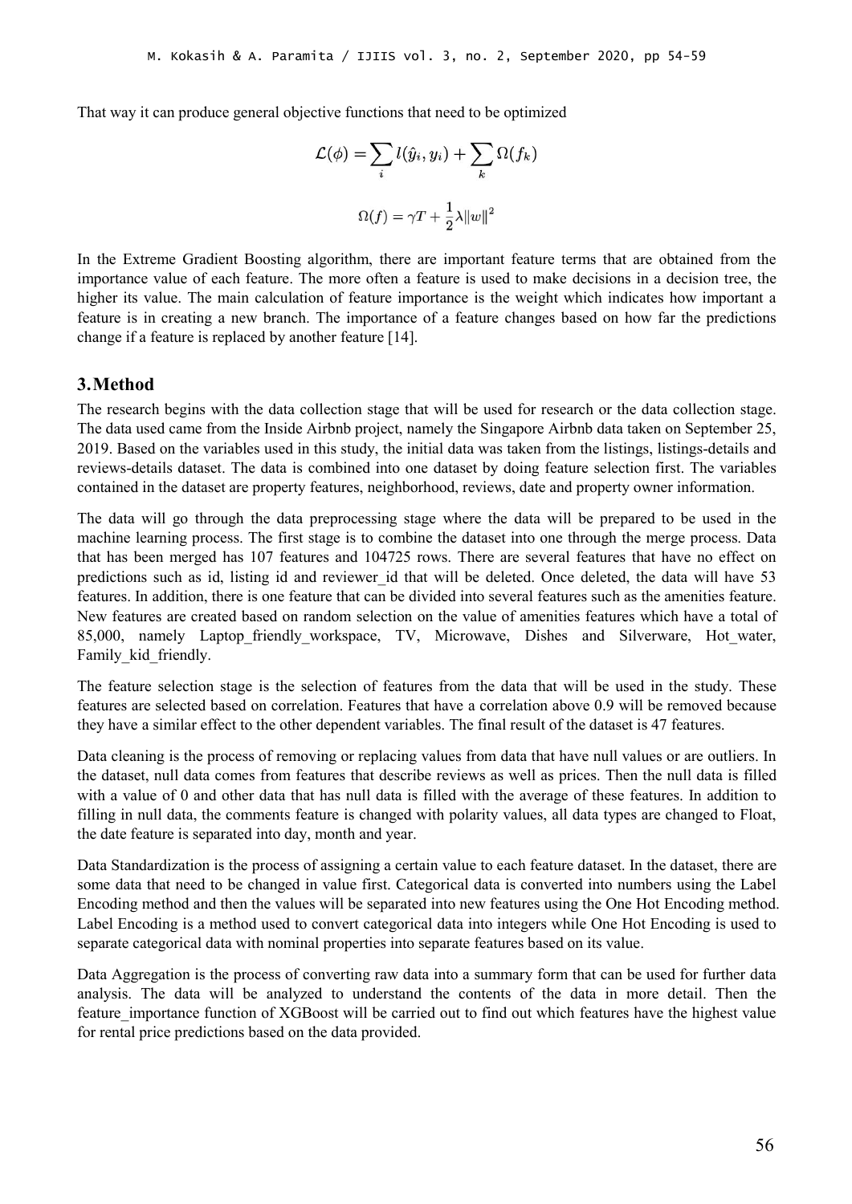That way it can produce general objective functions that need to be optimized

$$\mathcal{L}(\phi) = \sum_i l(\hat{y}_i, y_i) + \sum_k \Omega(f_k)$$

$$\Omega(f) = \gamma T + \frac{1}{2}\lambda \|w\|^2$$

In the Extreme Gradient Boosting algorithm, there are important feature terms that are obtained from the importance value of each feature. The more often a feature is used to make decisions in a decision tree, the higher its value. The main calculation of feature importance is the weight which indicates how important a feature is in creating a new branch. The importance of a feature changes based on how far the predictions change if a feature is replaced by another feature [14].

## 3. Method

The research begins with the data collection stage that will be used for research or the data collection stage. The data used came from the Inside Airbnb project, namely the Singapore Airbnb data taken on September 25, 2019. Based on the variables used in this study, the initial data was taken from the listings, listings-details and reviews-details dataset. The data is combined into one dataset by doing feature selection first. The variables contained in the dataset are property features, neighborhood, reviews, date and property owner information.

The data will go through the data preprocessing stage where the data will be prepared to be used in the machine learning process. The first stage is to combine the dataset into one through the merge process. Data that has been merged has 107 features and 104725 rows. There are several features that have no effect on predictions such as id, listing id and reviewer_id that will be deleted. Once deleted, the data will have 53 features. In addition, there is one feature that can be divided into several features such as the amenities feature. New features are created based on random selection on the value of amenities features which have a total of 85,000, namely Laptop_friendly_workspace, TV, Microwave, Dishes and Silverware, Hot_water, Family_kid_friendly.

The feature selection stage is the selection of features from the data that will be used in the study. These features are selected based on correlation. Features that have a correlation above 0.9 will be removed because they have a similar effect to the other dependent variables. The final result of the dataset is 47 features.

Data cleaning is the process of removing or replacing values from data that have null values or are outliers. In the dataset, null data comes from features that describe reviews as well as prices. Then the null data is filled with a value of 0 and other data that has null data is filled with the average of these features. In addition to filling in null data, the comments feature is changed with polarity values, all data types are changed to Float, the date feature is separated into day, month and year.

Data Standardization is the process of assigning a certain value to each feature dataset. In the dataset, there are some data that need to be changed in value first. Categorical data is converted into numbers using the Label Encoding method and then the values will be separated into new features using the One Hot Encoding method. Label Encoding is a method used to convert categorical data into integers while One Hot Encoding is used to separate categorical data with nominal properties into separate features based on its value.

Data Aggregation is the process of converting raw data into a summary form that can be used for further data analysis. The data will be analyzed to understand the contents of the data in more detail. Then the feature_importance function of XGBoost will be carried out to find out which features have the highest value for rental price predictions based on the data provided.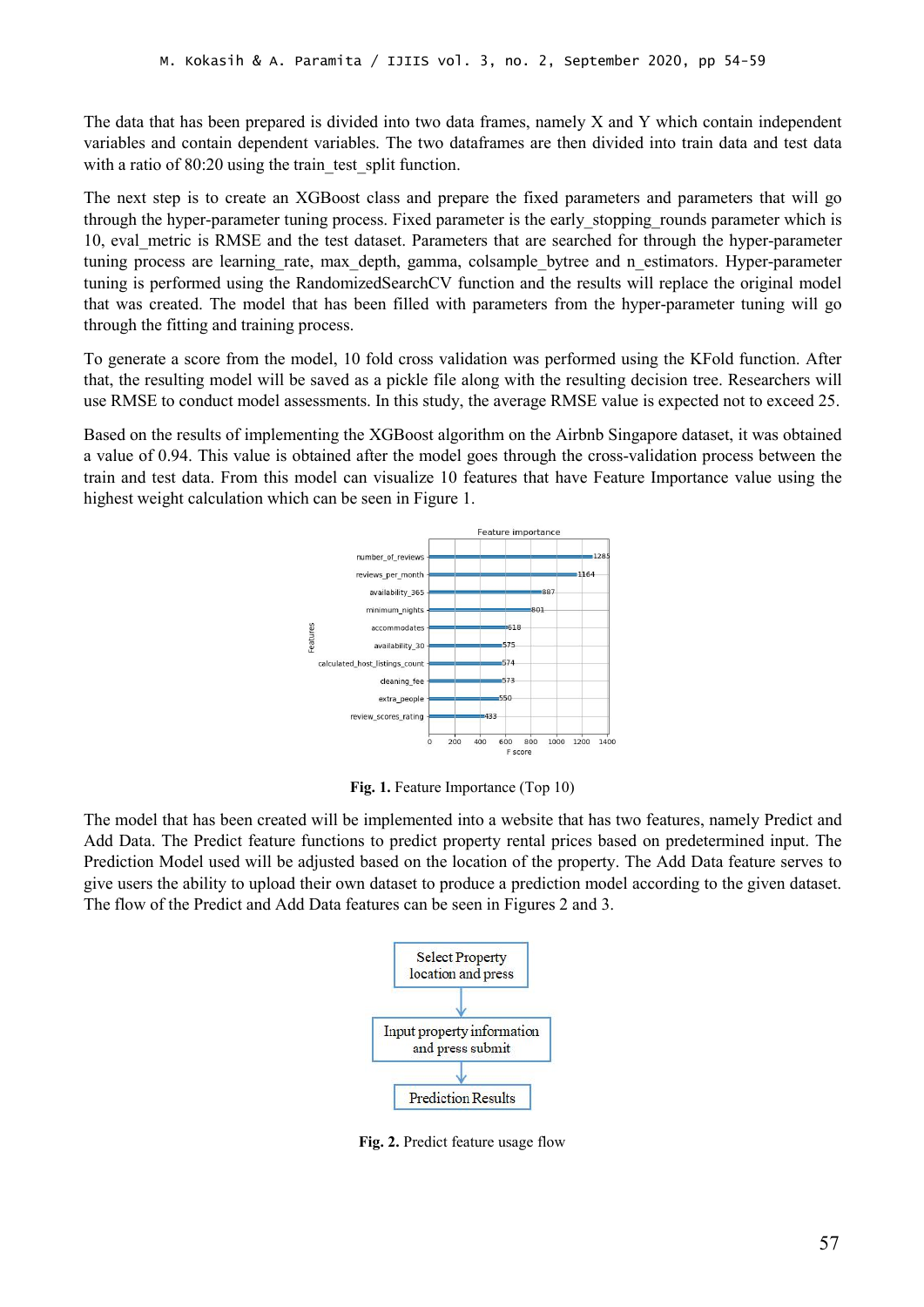The data that has been prepared is divided into two data frames, namely X and Y which contain independent variables and contain dependent variables. The two dataframes are then divided into train data and test data with a ratio of 80:20 using the train_test_split function.

The next step is to create an XGBoost class and prepare the fixed parameters and parameters that will go through the hyper-parameter tuning process. Fixed parameter is the early_stopping_rounds parameter which is 10, eval_metric is RMSE and the test dataset. Parameters that are searched for through the hyper-parameter tuning process are learning_rate, max_depth, gamma, colsample_bytree and n_estimators. Hyper-parameter tuning is performed using the RandomizedSearchCV function and the results will replace the original model that was created. The model that has been filled with parameters from the hyper-parameter tuning will go through the fitting and training process.

To generate a score from the model, 10 fold cross validation was performed using the KFold function. After that, the resulting model will be saved as a pickle file along with the resulting decision tree. Researchers will use RMSE to conduct model assessments. In this study, the average RMSE value is expected not to exceed 25.

Based on the results of implementing the XGBoost algorithm on the Airbnb Singapore dataset, it was obtained a value of 0.94. This value is obtained after the model goes through the cross-validation process between the train and test data. From this model can visualize 10 features that have Feature Importance value using the highest weight calculation which can be seen in Figure 1.

**Fig. 1.** Feature Importance (Top 10)

The model that has been created will be implemented into a website that has two features, namely Predict and Add Data. The Predict feature functions to predict property rental prices based on predetermined input. The Prediction Model used will be adjusted based on the location of the property. The Add Data feature serves to give users the ability to upload their own dataset to produce a prediction model according to the given dataset. The flow of the Predict and Add Data features can be seen in Figures 2 and 3.

**Fig. 2.** Predict feature usage flow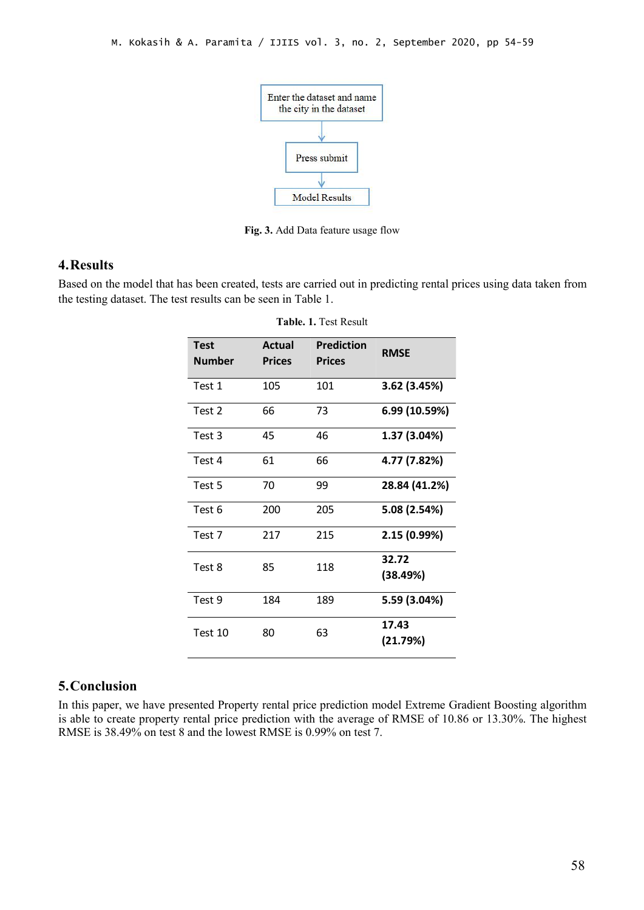Enter the dataset and name the city in the dataset

Press submit

Model Results

**Fig. 3.** Add Data feature usage flow

## 4. Results

Based on the model that has been created, tests are carried out in predicting rental prices using data taken from the testing dataset. The test results can be seen in Table 1.

**Table. 1.** Test Result

| Test Number | Actual Prices | Prediction Prices | RMSE |
|---|---|---|---|
| Test 1 | 105 | 101 | **3.62 (3.45%)** |
| Test 2 | 66 | 73 | **6.99 (10.59%)** |
| Test 3 | 45 | 46 | **1.37 (3.04%)** |
| Test 4 | 61 | 66 | **4.77 (7.82%)** |
| Test 5 | 70 | 99 | **28.84 (41.2%)** |
| Test 6 | 200 | 205 | **5.08 (2.54%)** |
| Test 7 | 217 | 215 | **2.15 (0.99%)** |
| Test 8 | 85 | 118 | **32.72 (38.49%)** |
| Test 9 | 184 | 189 | **5.59 (3.04%)** |
| Test 10 | 80 | 63 | **17.43 (21.79%)** |

## 5. Conclusion

In this paper, we have presented Property rental price prediction model Extreme Gradient Boosting algorithm is able to create property rental price prediction with the average of RMSE of 10.86 or 13.30%. The highest RMSE is 38.49% on test 8 and the lowest RMSE is 0.99% on test 7.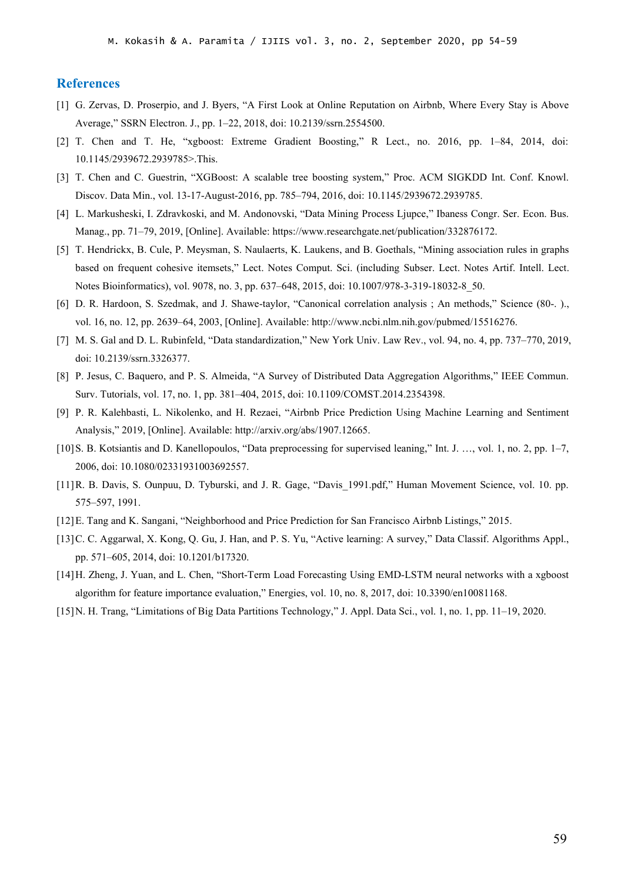## References

[1] G. Zervas, D. Proserpio, and J. Byers, “A First Look at Online Reputation on Airbnb, Where Every Stay is Above Average,” SSRN Electron. J., pp. 1–22, 2018, doi: 10.2139/ssrn.2554500.

[2] T. Chen and T. He, “xgboost: Extreme Gradient Boosting,” R Lect., no. 2016, pp. 1–84, 2014, doi: 10.1145/2939672.2939785>.This.

[3] T. Chen and C. Guestrin, “XGBoost: A scalable tree boosting system,” Proc. ACM SIGKDD Int. Conf. Knowl. Discov. Data Min., vol. 13-17-August-2016, pp. 785–794, 2016, doi: 10.1145/2939672.2939785.

[4] L. Markusheski, I. Zdravkoski, and M. Andonovski, “Data Mining Process Ljupce,” Ibaness Congr. Ser. Econ. Bus. Manag., pp. 71–79, 2019, [Online]. Available: https://www.researchgate.net/publication/332876172.

[5] T. Hendrickx, B. Cule, P. Meysman, S. Naulaerts, K. Laukens, and B. Goethals, “Mining association rules in graphs based on frequent cohesive itemsets,” Lect. Notes Comput. Sci. (including Subser. Lect. Notes Artif. Intell. Lect. Notes Bioinformatics), vol. 9078, no. 3, pp. 637–648, 2015, doi: 10.1007/978-3-319-18032-8_50.

[6] D. R. Hardoon, S. Szedmak, and J. Shawe-taylor, “Canonical correlation analysis ; An methods,” Science (80-. )., vol. 16, no. 12, pp. 2639–64, 2003, [Online]. Available: http://www.ncbi.nlm.nih.gov/pubmed/15516276.

[7] M. S. Gal and D. L. Rubinfeld, “Data standardization,” New York Univ. Law Rev., vol. 94, no. 4, pp. 737–770, 2019, doi: 10.2139/ssrn.3326377.

[8] P. Jesus, C. Baquero, and P. S. Almeida, “A Survey of Distributed Data Aggregation Algorithms,” IEEE Commun. Surv. Tutorials, vol. 17, no. 1, pp. 381–404, 2015, doi: 10.1109/COMST.2014.2354398.

[9] P. R. Kalehbasti, L. Nikolenko, and H. Rezaei, “Airbnb Price Prediction Using Machine Learning and Sentiment Analysis,” 2019, [Online]. Available: http://arxiv.org/abs/1907.12665.

[10] S. B. Kotsiantis and D. Kanellopoulos, “Data preprocessing for supervised leaning,” Int. J. …, vol. 1, no. 2, pp. 1–7, 2006, doi: 10.1080/02331931003692557.

[11] R. B. Davis, S. Ounpuu, D. Tyburski, and J. R. Gage, “Davis_1991.pdf,” Human Movement Science, vol. 10. pp. 575–597, 1991.

[12] E. Tang and K. Sangani, “Neighborhood and Price Prediction for San Francisco Airbnb Listings,” 2015.

[13] C. C. Aggarwal, X. Kong, Q. Gu, J. Han, and P. S. Yu, “Active learning: A survey,” Data Classif. Algorithms Appl., pp. 571–605, 2014, doi: 10.1201/b17320.

[14] H. Zheng, J. Yuan, and L. Chen, “Short-Term Load Forecasting Using EMD-LSTM neural networks with a xgboost algorithm for feature importance evaluation,” Energies, vol. 10, no. 8, 2017, doi: 10.3390/en10081168.

[15] N. H. Trang, “Limitations of Big Data Partitions Technology,” J. Appl. Data Sci., vol. 1, no. 1, pp. 11–19, 2020.